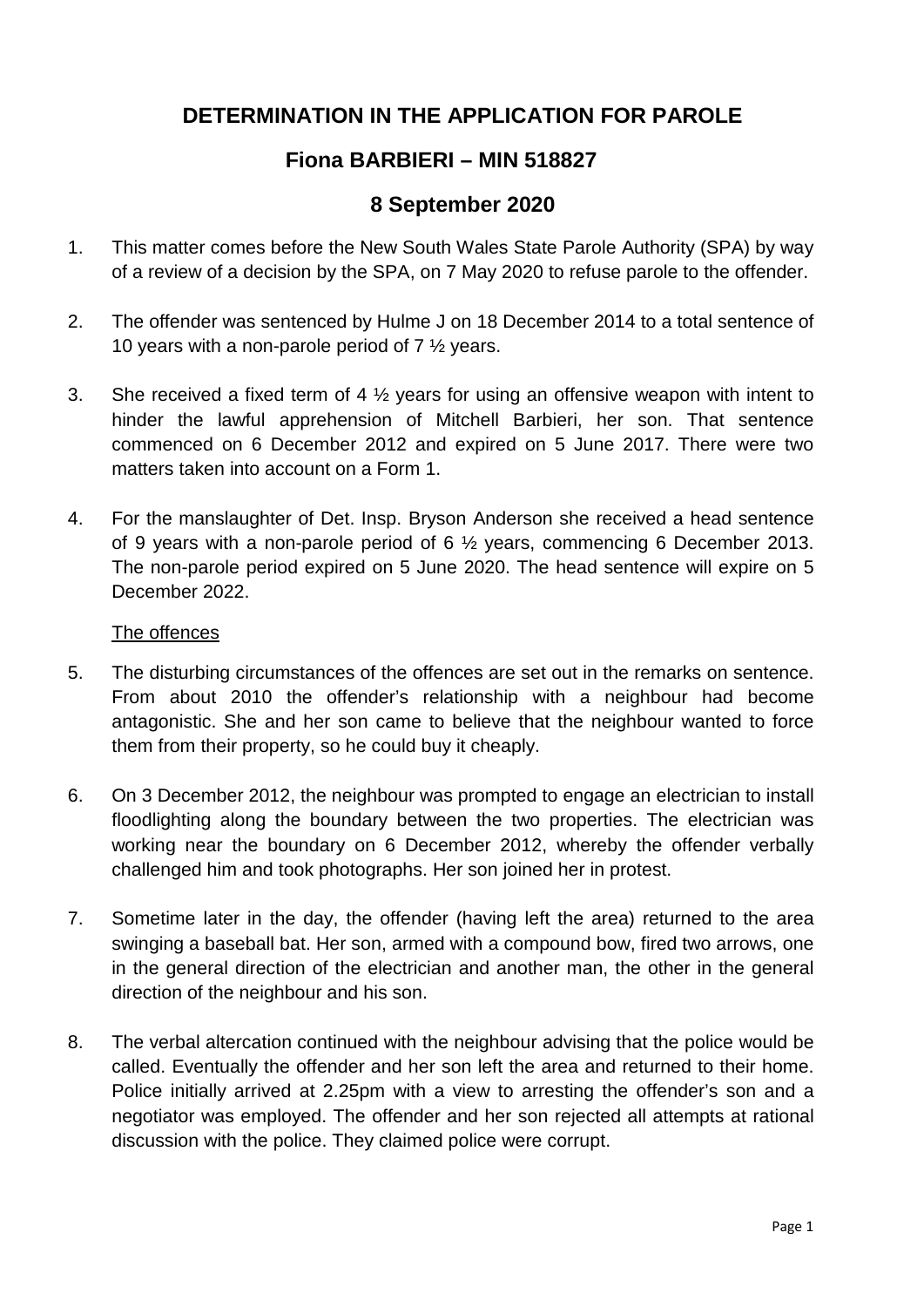# DETERMINATION IN THE APPLICATION FOR PAROLE

## Fiona BARBIERI – MIN 518827

## 8 September 2020

1. This matter comes before the New South Wales State Parole Authority (SPA) by way of a review of a decision by the SPA, on 7 May 2020 to refuse parole to the offender.

2. The offender was sentenced by Hulme J on 18 December 2014 to a total sentence of 10 years with a non-parole period of 7 ½ years.

3. She received a fixed term of 4 ½ years for using an offensive weapon with intent to hinder the lawful apprehension of Mitchell Barbieri, her son. That sentence commenced on 6 December 2012 and expired on 5 June 2017. There were two matters taken into account on a Form 1.

4. For the manslaughter of Det. Insp. Bryson Anderson she received a head sentence of 9 years with a non-parole period of 6 ½ years, commencing 6 December 2013. The non-parole period expired on 5 June 2020. The head sentence will expire on 5 December 2022.

<u>The offences</u>

5. The disturbing circumstances of the offences are set out in the remarks on sentence. From about 2010 the offender's relationship with a neighbour had become antagonistic. She and her son came to believe that the neighbour wanted to force them from their property, so he could buy it cheaply.

6. On 3 December 2012, the neighbour was prompted to engage an electrician to install floodlighting along the boundary between the two properties. The electrician was working near the boundary on 6 December 2012, whereby the offender verbally challenged him and took photographs. Her son joined her in protest.

7. Sometime later in the day, the offender (having left the area) returned to the area swinging a baseball bat. Her son, armed with a compound bow, fired two arrows, one in the general direction of the electrician and another man, the other in the general direction of the neighbour and his son.

8. The verbal altercation continued with the neighbour advising that the police would be called. Eventually the offender and her son left the area and returned to their home. Police initially arrived at 2.25pm with a view to arresting the offender's son and a negotiator was employed. The offender and her son rejected all attempts at rational discussion with the police. They claimed police were corrupt.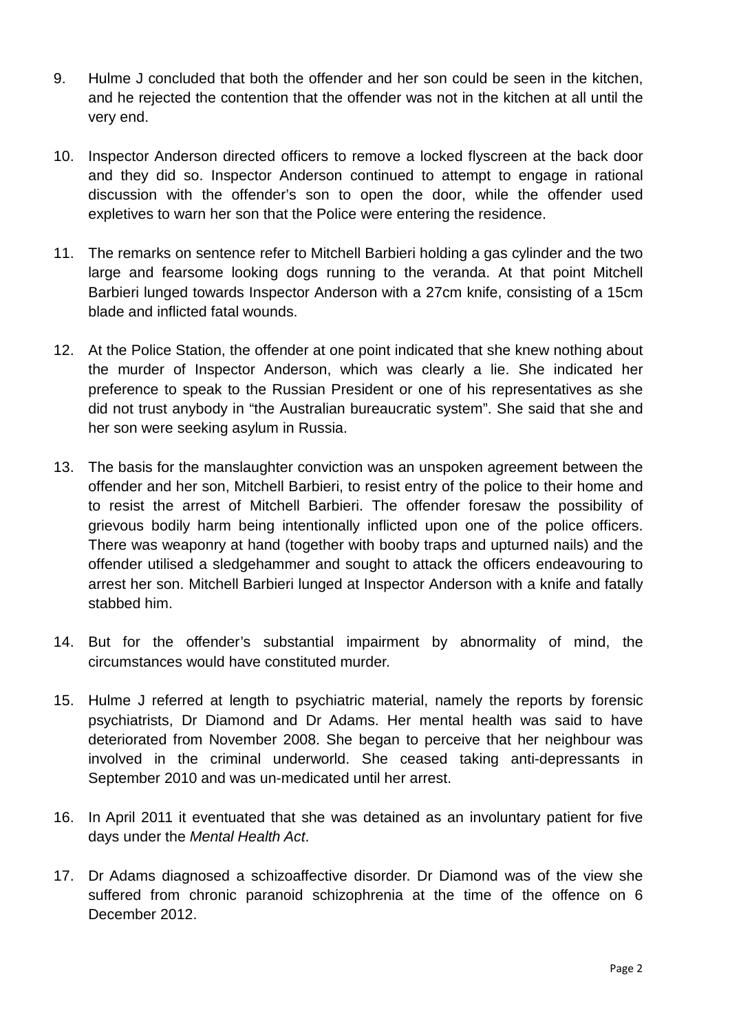9. Hulme J concluded that both the offender and her son could be seen in the kitchen, and he rejected the contention that the offender was not in the kitchen at all until the very end.

10. Inspector Anderson directed officers to remove a locked flyscreen at the back door and they did so. Inspector Anderson continued to attempt to engage in rational discussion with the offender's son to open the door, while the offender used expletives to warn her son that the Police were entering the residence.

11. The remarks on sentence refer to Mitchell Barbieri holding a gas cylinder and the two large and fearsome looking dogs running to the veranda. At that point Mitchell Barbieri lunged towards Inspector Anderson with a 27cm knife, consisting of a 15cm blade and inflicted fatal wounds.

12. At the Police Station, the offender at one point indicated that she knew nothing about the murder of Inspector Anderson, which was clearly a lie. She indicated her preference to speak to the Russian President or one of his representatives as she did not trust anybody in "the Australian bureaucratic system". She said that she and her son were seeking asylum in Russia.

13. The basis for the manslaughter conviction was an unspoken agreement between the offender and her son, Mitchell Barbieri, to resist entry of the police to their home and to resist the arrest of Mitchell Barbieri. The offender foresaw the possibility of grievous bodily harm being intentionally inflicted upon one of the police officers. There was weaponry at hand (together with booby traps and upturned nails) and the offender utilised a sledgehammer and sought to attack the officers endeavouring to arrest her son. Mitchell Barbieri lunged at Inspector Anderson with a knife and fatally stabbed him.

14. But for the offender's substantial impairment by abnormality of mind, the circumstances would have constituted murder.

15. Hulme J referred at length to psychiatric material, namely the reports by forensic psychiatrists, Dr Diamond and Dr Adams. Her mental health was said to have deteriorated from November 2008. She began to perceive that her neighbour was involved in the criminal underworld. She ceased taking anti-depressants in September 2010 and was un-medicated until her arrest.

16. In April 2011 it eventuated that she was detained as an involuntary patient for five days under the *Mental Health Act*.

17. Dr Adams diagnosed a schizoaffective disorder. Dr Diamond was of the view she suffered from chronic paranoid schizophrenia at the time of the offence on 6 December 2012.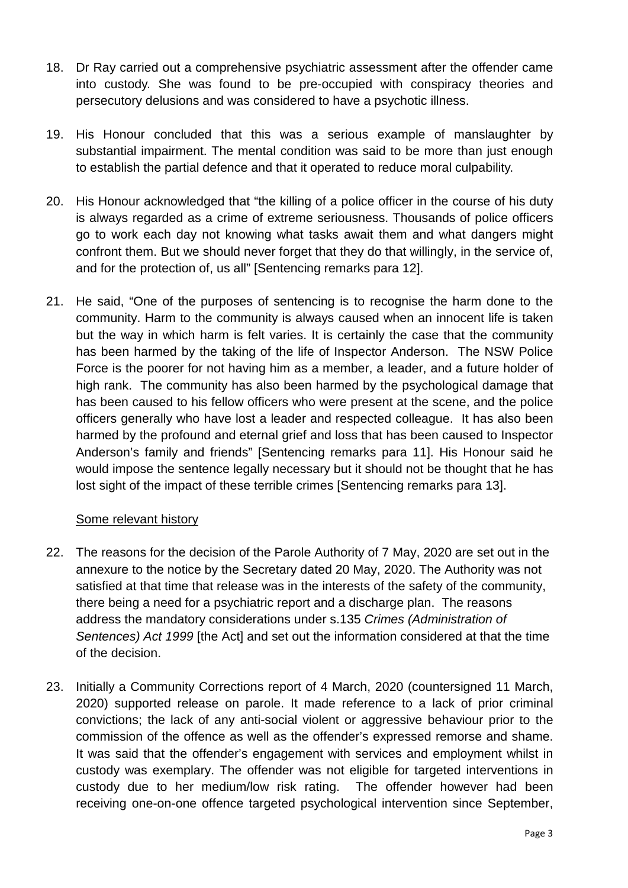18. Dr Ray carried out a comprehensive psychiatric assessment after the offender came into custody. She was found to be pre-occupied with conspiracy theories and persecutory delusions and was considered to have a psychotic illness.

19. His Honour concluded that this was a serious example of manslaughter by substantial impairment. The mental condition was said to be more than just enough to establish the partial defence and that it operated to reduce moral culpability.

20. His Honour acknowledged that "the killing of a police officer in the course of his duty is always regarded as a crime of extreme seriousness. Thousands of police officers go to work each day not knowing what tasks await them and what dangers might confront them. But we should never forget that they do that willingly, in the service of, and for the protection of, us all" [Sentencing remarks para 12].

21. He said, "One of the purposes of sentencing is to recognise the harm done to the community. Harm to the community is always caused when an innocent life is taken but the way in which harm is felt varies. It is certainly the case that the community has been harmed by the taking of the life of Inspector Anderson. The NSW Police Force is the poorer for not having him as a member, a leader, and a future holder of high rank. The community has also been harmed by the psychological damage that has been caused to his fellow officers who were present at the scene, and the police officers generally who have lost a leader and respected colleague. It has also been harmed by the profound and eternal grief and loss that has been caused to Inspector Anderson's family and friends" [Sentencing remarks para 11]. His Honour said he would impose the sentence legally necessary but it should not be thought that he has lost sight of the impact of these terrible crimes [Sentencing remarks para 13].

<u>Some relevant history</u>

22. The reasons for the decision of the Parole Authority of 7 May, 2020 are set out in the annexure to the notice by the Secretary dated 20 May, 2020. The Authority was not satisfied at that time that release was in the interests of the safety of the community, there being a need for a psychiatric report and a discharge plan. The reasons address the mandatory considerations under s.135 *Crimes (Administration of Sentences) Act 1999* [the Act] and set out the information considered at that the time of the decision.

23. Initially a Community Corrections report of 4 March, 2020 (countersigned 11 March, 2020) supported release on parole. It made reference to a lack of prior criminal convictions; the lack of any anti-social violent or aggressive behaviour prior to the commission of the offence as well as the offender's expressed remorse and shame. It was said that the offender's engagement with services and employment whilst in custody was exemplary. The offender was not eligible for targeted interventions in custody due to her medium/low risk rating. The offender however had been receiving one-on-one offence targeted psychological intervention since September,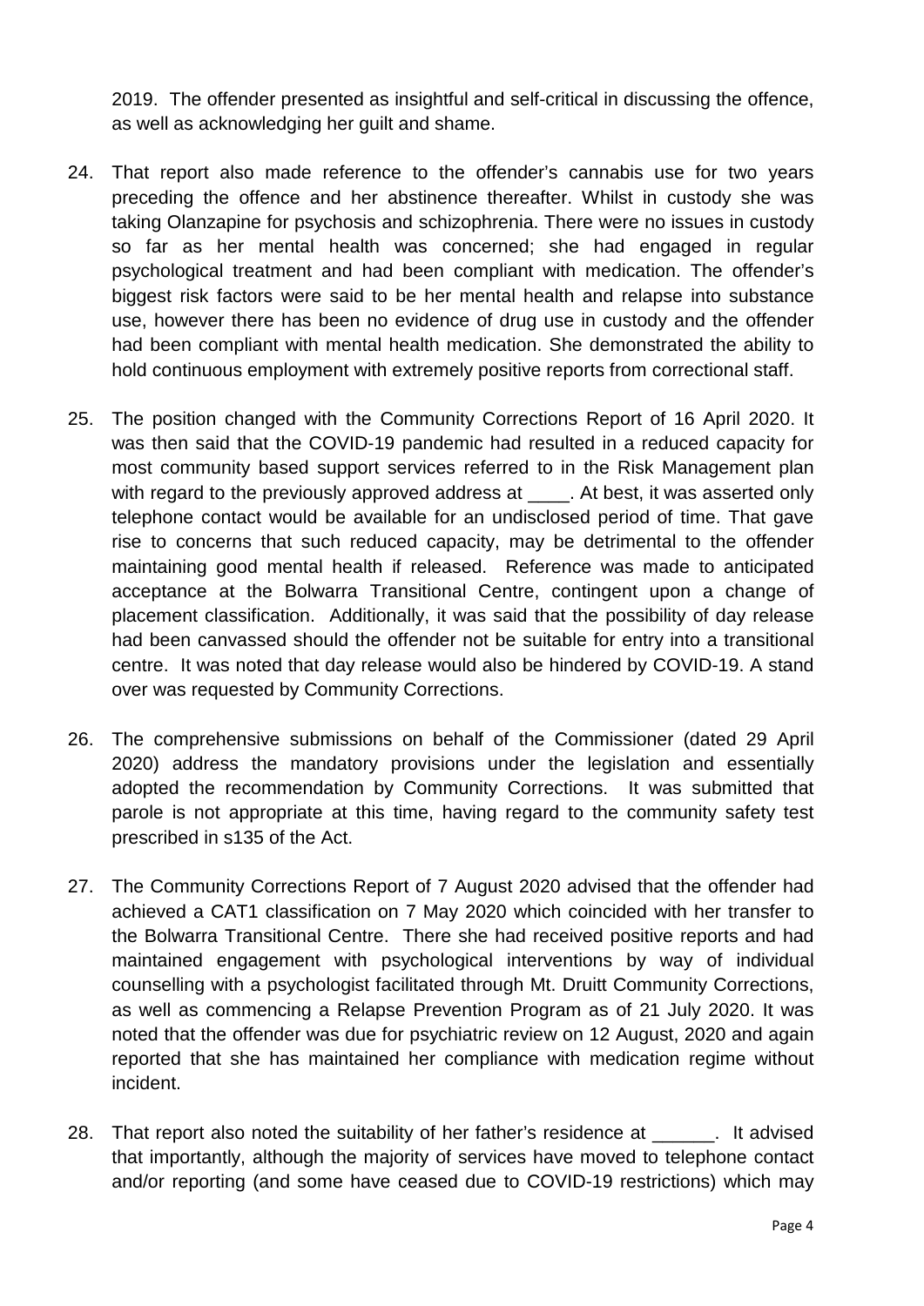2019. The offender presented as insightful and self-critical in discussing the offence, as well as acknowledging her guilt and shame.

24. That report also made reference to the offender's cannabis use for two years preceding the offence and her abstinence thereafter. Whilst in custody she was taking Olanzapine for psychosis and schizophrenia. There were no issues in custody so far as her mental health was concerned; she had engaged in regular psychological treatment and had been compliant with medication. The offender's biggest risk factors were said to be her mental health and relapse into substance use, however there has been no evidence of drug use in custody and the offender had been compliant with mental health medication. She demonstrated the ability to hold continuous employment with extremely positive reports from correctional staff.

25. The position changed with the Community Corrections Report of 16 April 2020. It was then said that the COVID-19 pandemic had resulted in a reduced capacity for most community based support services referred to in the Risk Management plan with regard to the previously approved address at ____. At best, it was asserted only telephone contact would be available for an undisclosed period of time. That gave rise to concerns that such reduced capacity, may be detrimental to the offender maintaining good mental health if released. Reference was made to anticipated acceptance at the Bolwarra Transitional Centre, contingent upon a change of placement classification. Additionally, it was said that the possibility of day release had been canvassed should the offender not be suitable for entry into a transitional centre. It was noted that day release would also be hindered by COVID-19. A stand over was requested by Community Corrections.

26. The comprehensive submissions on behalf of the Commissioner (dated 29 April 2020) address the mandatory provisions under the legislation and essentially adopted the recommendation by Community Corrections. It was submitted that parole is not appropriate at this time, having regard to the community safety test prescribed in s135 of the Act.

27. The Community Corrections Report of 7 August 2020 advised that the offender had achieved a CAT1 classification on 7 May 2020 which coincided with her transfer to the Bolwarra Transitional Centre. There she had received positive reports and had maintained engagement with psychological interventions by way of individual counselling with a psychologist facilitated through Mt. Druitt Community Corrections, as well as commencing a Relapse Prevention Program as of 21 July 2020. It was noted that the offender was due for psychiatric review on 12 August, 2020 and again reported that she has maintained her compliance with medication regime without incident.

28. That report also noted the suitability of her father's residence at ______. It advised that importantly, although the majority of services have moved to telephone contact and/or reporting (and some have ceased due to COVID-19 restrictions) which may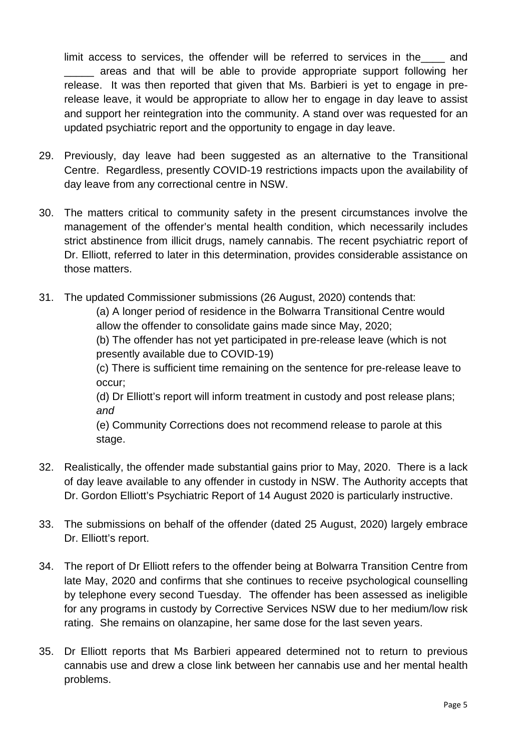limit access to services, the offender will be referred to services in the____ and _____ areas and that will be able to provide appropriate support following her release. It was then reported that given that Ms. Barbieri is yet to engage in pre-release leave, it would be appropriate to allow her to engage in day leave to assist and support her reintegration into the community. A stand over was requested for an updated psychiatric report and the opportunity to engage in day leave.

29. Previously, day leave had been suggested as an alternative to the Transitional Centre. Regardless, presently COVID-19 restrictions impacts upon the availability of day leave from any correctional centre in NSW.

30. The matters critical to community safety in the present circumstances involve the management of the offender's mental health condition, which necessarily includes strict abstinence from illicit drugs, namely cannabis. The recent psychiatric report of Dr. Elliott, referred to later in this determination, provides considerable assistance on those matters.

31. The updated Commissioner submissions (26 August, 2020) contends that:

    (a) A longer period of residence in the Bolwarra Transitional Centre would allow the offender to consolidate gains made since May, 2020;

    (b) The offender has not yet participated in pre-release leave (which is not presently available due to COVID-19)

    (c) There is sufficient time remaining on the sentence for pre-release leave to occur;

    (d) Dr Elliott's report will inform treatment in custody and post release plans; *and*

    (e) Community Corrections does not recommend release to parole at this stage.

32. Realistically, the offender made substantial gains prior to May, 2020. There is a lack of day leave available to any offender in custody in NSW. The Authority accepts that Dr. Gordon Elliott's Psychiatric Report of 14 August 2020 is particularly instructive.

33. The submissions on behalf of the offender (dated 25 August, 2020) largely embrace Dr. Elliott's report.

34. The report of Dr Elliott refers to the offender being at Bolwarra Transition Centre from late May, 2020 and confirms that she continues to receive psychological counselling by telephone every second Tuesday. The offender has been assessed as ineligible for any programs in custody by Corrective Services NSW due to her medium/low risk rating. She remains on olanzapine, her same dose for the last seven years.

35. Dr Elliott reports that Ms Barbieri appeared determined not to return to previous cannabis use and drew a close link between her cannabis use and her mental health problems.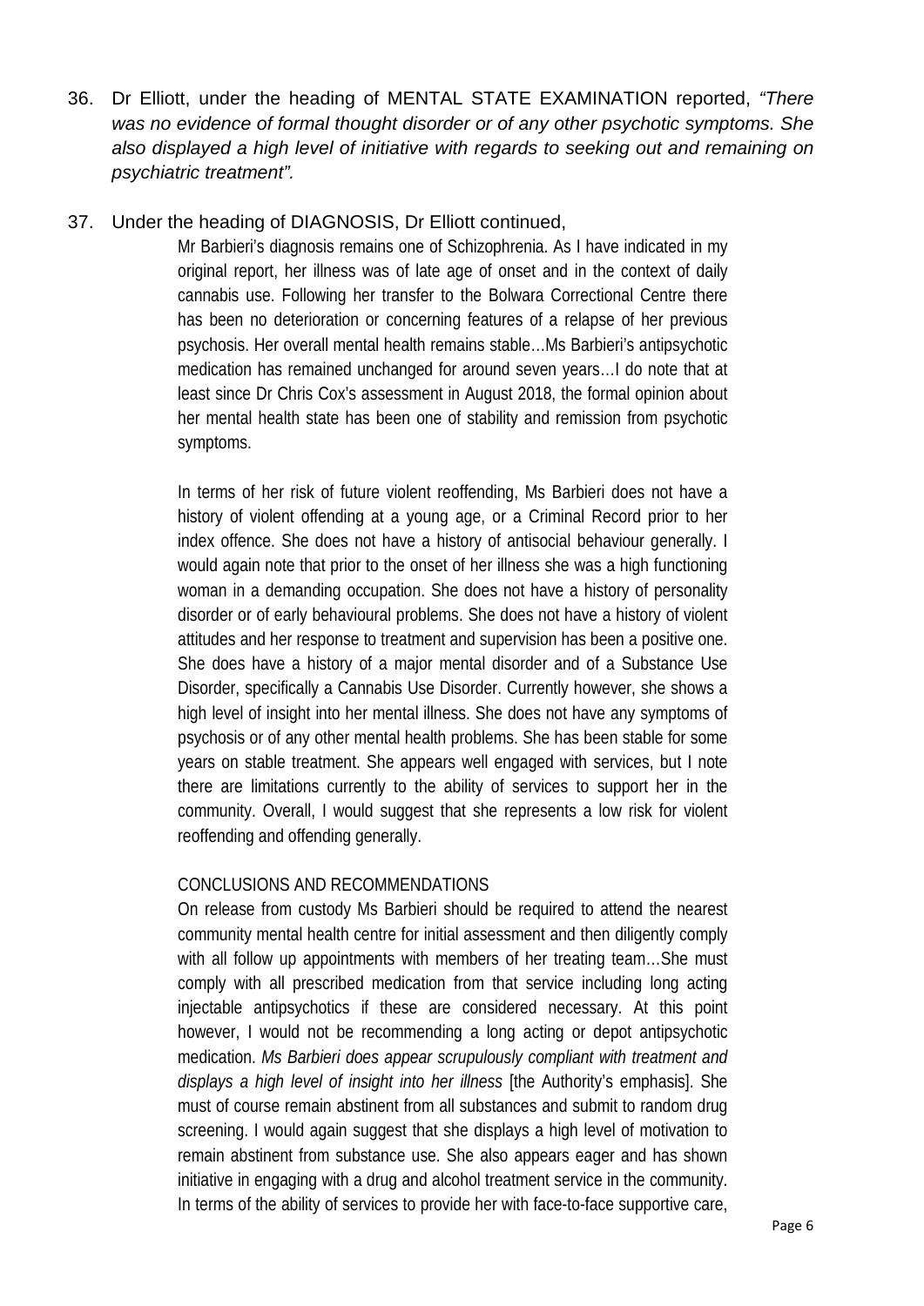36. Dr Elliott, under the heading of MENTAL STATE EXAMINATION reported, *"There was no evidence of formal thought disorder or of any other psychotic symptoms. She also displayed a high level of initiative with regards to seeking out and remaining on psychiatric treatment".*

37. Under the heading of DIAGNOSIS, Dr Elliott continued,

> Mr Barbieri's diagnosis remains one of Schizophrenia. As I have indicated in my original report, her illness was of late age of onset and in the context of daily cannabis use. Following her transfer to the Bolwara Correctional Centre there has been no deterioration or concerning features of a relapse of her previous psychosis. Her overall mental health remains stable…Ms Barbieri's antipsychotic medication has remained unchanged for around seven years…I do note that at least since Dr Chris Cox's assessment in August 2018, the formal opinion about her mental health state has been one of stability and remission from psychotic symptoms.
>
> In terms of her risk of future violent reoffending, Ms Barbieri does not have a history of violent offending at a young age, or a Criminal Record prior to her index offence. She does not have a history of antisocial behaviour generally. I would again note that prior to the onset of her illness she was a high functioning woman in a demanding occupation. She does not have a history of personality disorder or of early behavioural problems. She does not have a history of violent attitudes and her response to treatment and supervision has been a positive one. She does have a history of a major mental disorder and of a Substance Use Disorder, specifically a Cannabis Use Disorder. Currently however, she shows a high level of insight into her mental illness. She does not have any symptoms of psychosis or of any other mental health problems. She has been stable for some years on stable treatment. She appears well engaged with services, but I note there are limitations currently to the ability of services to support her in the community. Overall, I would suggest that she represents a low risk for violent reoffending and offending generally.
>
> CONCLUSIONS AND RECOMMENDATIONS
>
> On release from custody Ms Barbieri should be required to attend the nearest community mental health centre for initial assessment and then diligently comply with all follow up appointments with members of her treating team…She must comply with all prescribed medication from that service including long acting injectable antipsychotics if these are considered necessary. At this point however, I would not be recommending a long acting or depot antipsychotic medication. *Ms Barbieri does appear scrupulously compliant with treatment and displays a high level of insight into her illness* [the Authority's emphasis]. She must of course remain abstinent from all substances and submit to random drug screening. I would again suggest that she displays a high level of motivation to remain abstinent from substance use. She also appears eager and has shown initiative in engaging with a drug and alcohol treatment service in the community. In terms of the ability of services to provide her with face-to-face supportive care,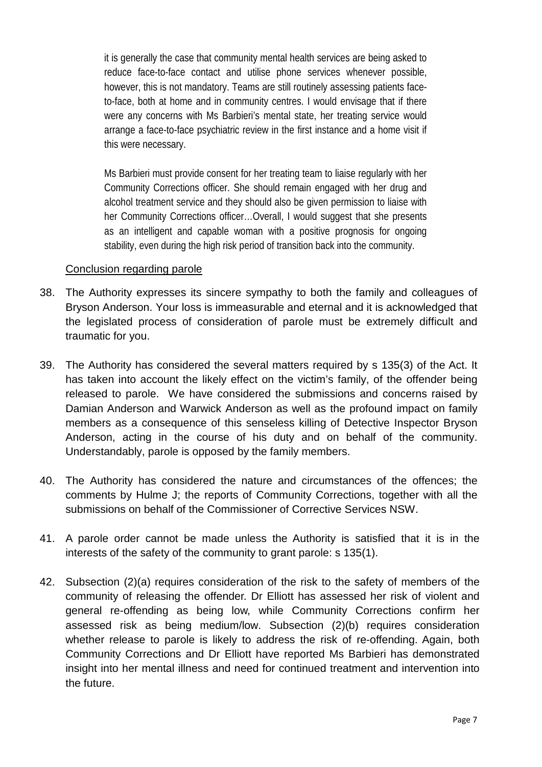> it is generally the case that community mental health services are being asked to reduce face-to-face contact and utilise phone services whenever possible, however, this is not mandatory. Teams are still routinely assessing patients face-to-face, both at home and in community centres. I would envisage that if there were any concerns with Ms Barbieri's mental state, her treating service would arrange a face-to-face psychiatric review in the first instance and a home visit if this were necessary.
>
> Ms Barbieri must provide consent for her treating team to liaise regularly with her Community Corrections officer. She should remain engaged with her drug and alcohol treatment service and they should also be given permission to liaise with her Community Corrections officer…Overall, I would suggest that she presents as an intelligent and capable woman with a positive prognosis for ongoing stability, even during the high risk period of transition back into the community.

<u>Conclusion regarding parole</u>

38. The Authority expresses its sincere sympathy to both the family and colleagues of Bryson Anderson. Your loss is immeasurable and eternal and it is acknowledged that the legislated process of consideration of parole must be extremely difficult and traumatic for you.

39. The Authority has considered the several matters required by s 135(3) of the Act. It has taken into account the likely effect on the victim's family, of the offender being released to parole. We have considered the submissions and concerns raised by Damian Anderson and Warwick Anderson as well as the profound impact on family members as a consequence of this senseless killing of Detective Inspector Bryson Anderson, acting in the course of his duty and on behalf of the community. Understandably, parole is opposed by the family members.

40. The Authority has considered the nature and circumstances of the offences; the comments by Hulme J; the reports of Community Corrections, together with all the submissions on behalf of the Commissioner of Corrective Services NSW.

41. A parole order cannot be made unless the Authority is satisfied that it is in the interests of the safety of the community to grant parole: s 135(1).

42. Subsection (2)(a) requires consideration of the risk to the safety of members of the community of releasing the offender. Dr Elliott has assessed her risk of violent and general re-offending as being low, while Community Corrections confirm her assessed risk as being medium/low. Subsection (2)(b) requires consideration whether release to parole is likely to address the risk of re-offending. Again, both Community Corrections and Dr Elliott have reported Ms Barbieri has demonstrated insight into her mental illness and need for continued treatment and intervention into the future.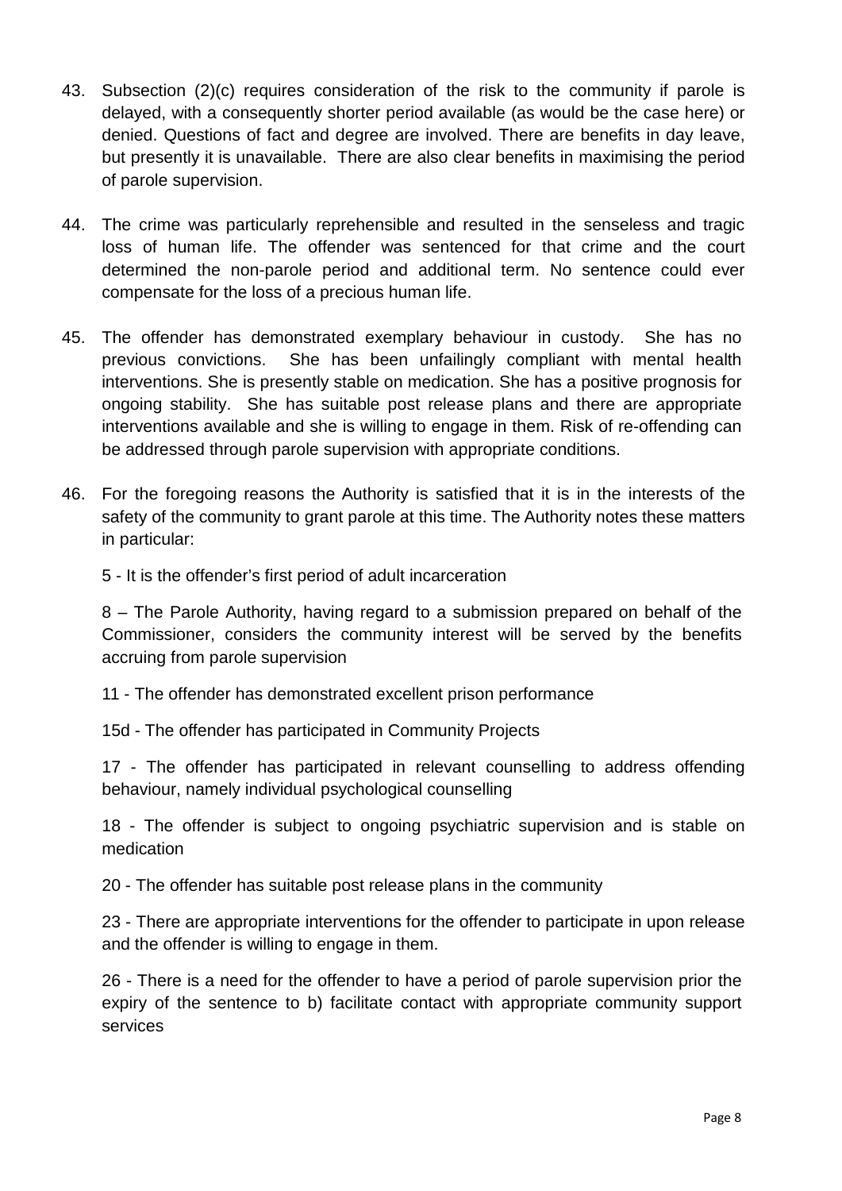43. Subsection (2)(c) requires consideration of the risk to the community if parole is delayed, with a consequently shorter period available (as would be the case here) or denied. Questions of fact and degree are involved. There are benefits in day leave, but presently it is unavailable. There are also clear benefits in maximising the period of parole supervision.

44. The crime was particularly reprehensible and resulted in the senseless and tragic loss of human life. The offender was sentenced for that crime and the court determined the non-parole period and additional term. No sentence could ever compensate for the loss of a precious human life.

45. The offender has demonstrated exemplary behaviour in custody. She has no previous convictions. She has been unfailingly compliant with mental health interventions. She is presently stable on medication. She has a positive prognosis for ongoing stability. She has suitable post release plans and there are appropriate interventions available and she is willing to engage in them. Risk of re-offending can be addressed through parole supervision with appropriate conditions.

46. For the foregoing reasons the Authority is satisfied that it is in the interests of the safety of the community to grant parole at this time. The Authority notes these matters in particular:

    5 - It is the offender's first period of adult incarceration

    8 – The Parole Authority, having regard to a submission prepared on behalf of the Commissioner, considers the community interest will be served by the benefits accruing from parole supervision

    11 - The offender has demonstrated excellent prison performance

    15d - The offender has participated in Community Projects

    17 - The offender has participated in relevant counselling to address offending behaviour, namely individual psychological counselling

    18 - The offender is subject to ongoing psychiatric supervision and is stable on medication

    20 - The offender has suitable post release plans in the community

    23 - There are appropriate interventions for the offender to participate in upon release and the offender is willing to engage in them.

    26 - There is a need for the offender to have a period of parole supervision prior the expiry of the sentence to b) facilitate contact with appropriate community support services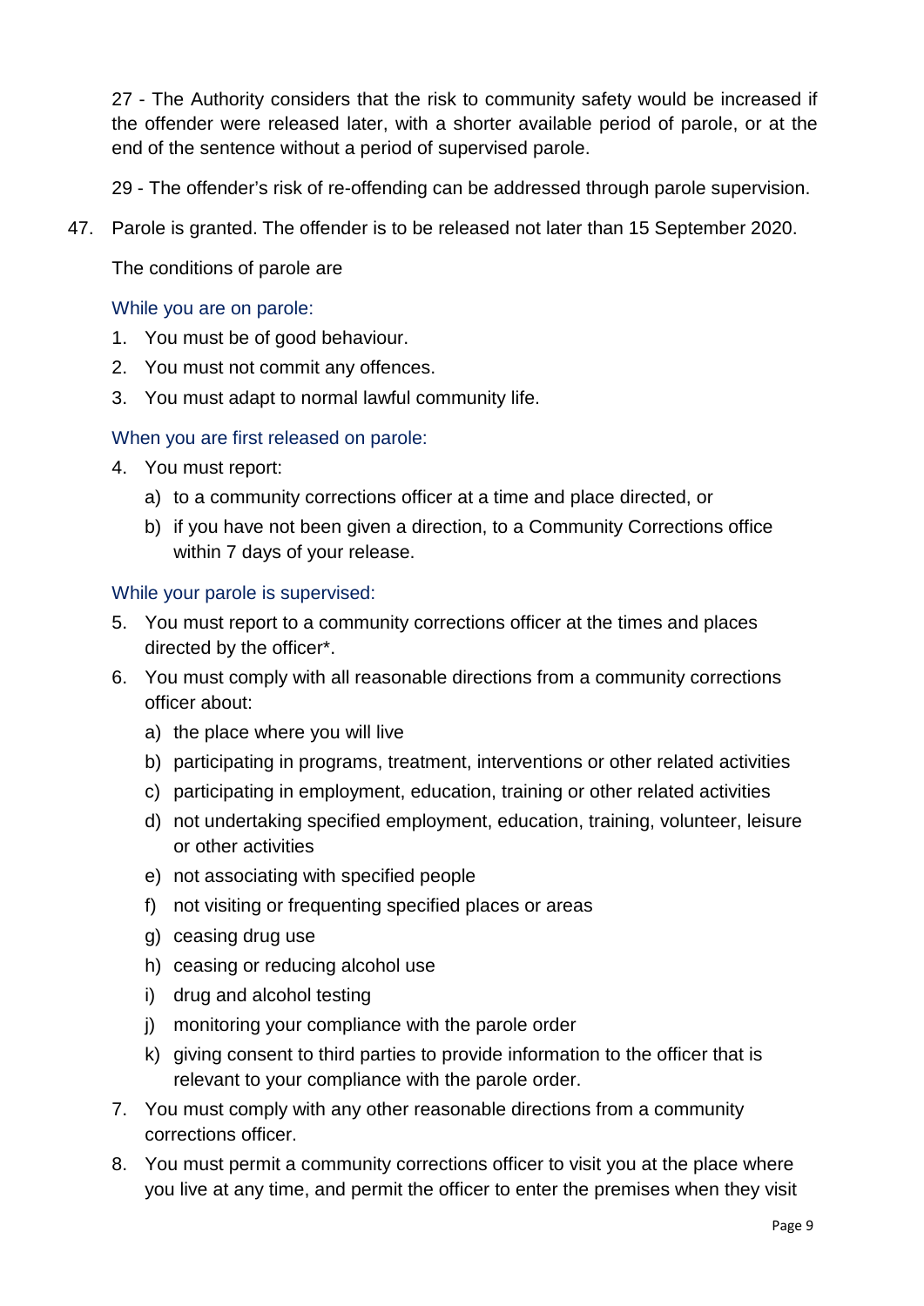27 - The Authority considers that the risk to community safety would be increased if the offender were released later, with a shorter available period of parole, or at the end of the sentence without a period of supervised parole.

29 - The offender's risk of re-offending can be addressed through parole supervision.

47. Parole is granted. The offender is to be released not later than 15 September 2020.

    The conditions of parole are

    While you are on parole:

    1. You must be of good behaviour.
    2. You must not commit any offences.
    3. You must adapt to normal lawful community life.

    When you are first released on parole:

    4. You must report:
        a) to a community corrections officer at a time and place directed, or
        b) if you have not been given a direction, to a Community Corrections office within 7 days of your release.

    While your parole is supervised:

    5. You must report to a community corrections officer at the times and places directed by the officer*.
    6. You must comply with all reasonable directions from a community corrections officer about:
        a) the place where you will live
        b) participating in programs, treatment, interventions or other related activities
        c) participating in employment, education, training or other related activities
        d) not undertaking specified employment, education, training, volunteer, leisure or other activities
        e) not associating with specified people
        f) not visiting or frequenting specified places or areas
        g) ceasing drug use
        h) ceasing or reducing alcohol use
        i) drug and alcohol testing
        j) monitoring your compliance with the parole order
        k) giving consent to third parties to provide information to the officer that is relevant to your compliance with the parole order.
    7. You must comply with any other reasonable directions from a community corrections officer.
    8. You must permit a community corrections officer to visit you at the place where you live at any time, and permit the officer to enter the premises when they visit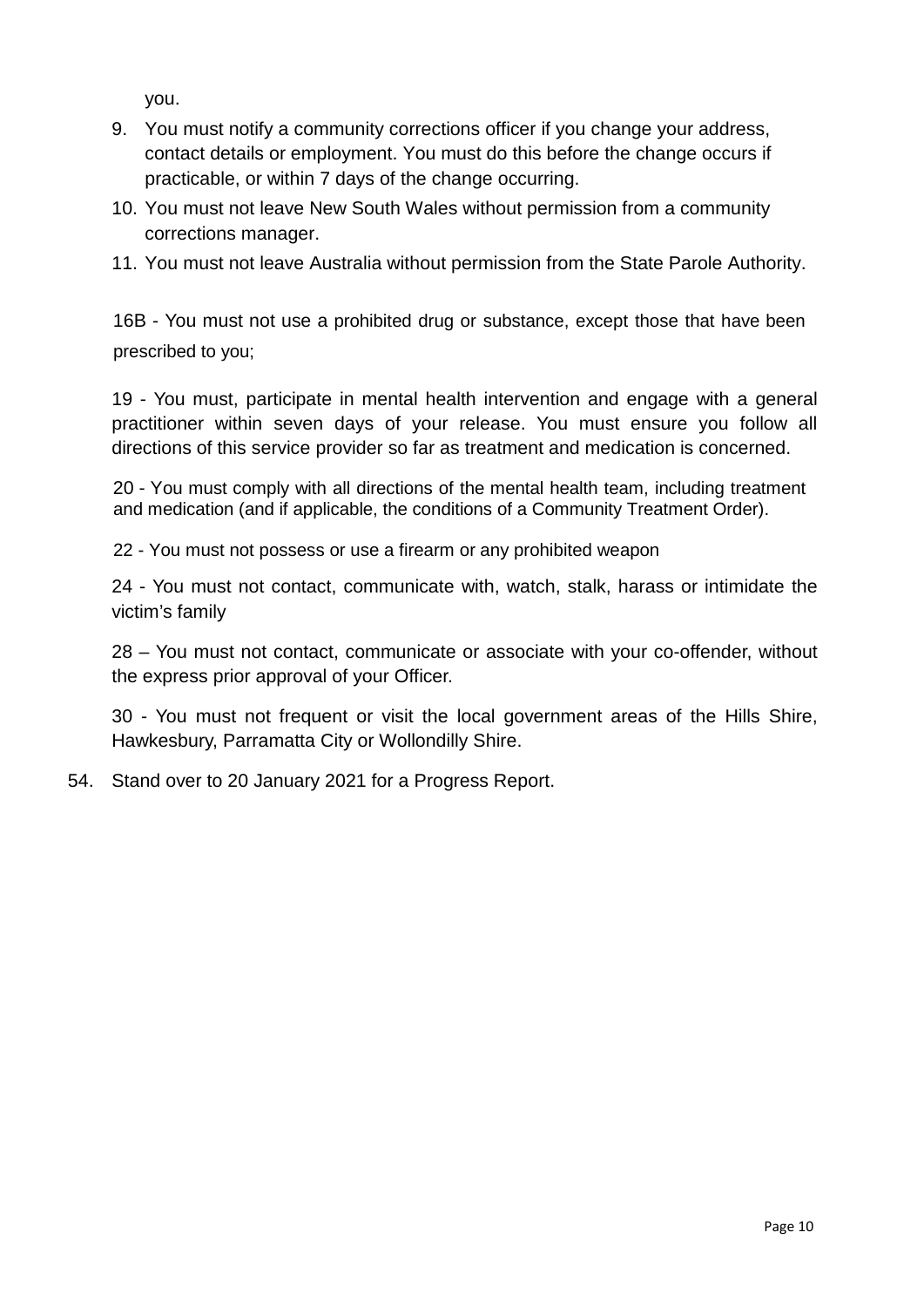you.

9. You must notify a community corrections officer if you change your address, contact details or employment. You must do this before the change occurs if practicable, or within 7 days of the change occurring.
10. You must not leave New South Wales without permission from a community corrections manager.
11. You must not leave Australia without permission from the State Parole Authority.

16B - You must not use a prohibited drug or substance, except those that have been prescribed to you;

19 - You must, participate in mental health intervention and engage with a general practitioner within seven days of your release. You must ensure you follow all directions of this service provider so far as treatment and medication is concerned.

20 - You must comply with all directions of the mental health team, including treatment and medication (and if applicable, the conditions of a Community Treatment Order).

22 - You must not possess or use a firearm or any prohibited weapon

24 - You must not contact, communicate with, watch, stalk, harass or intimidate the victim's family

28 – You must not contact, communicate or associate with your co-offender, without the express prior approval of your Officer.

30 - You must not frequent or visit the local government areas of the Hills Shire, Hawkesbury, Parramatta City or Wollondilly Shire.

54. Stand over to 20 January 2021 for a Progress Report.